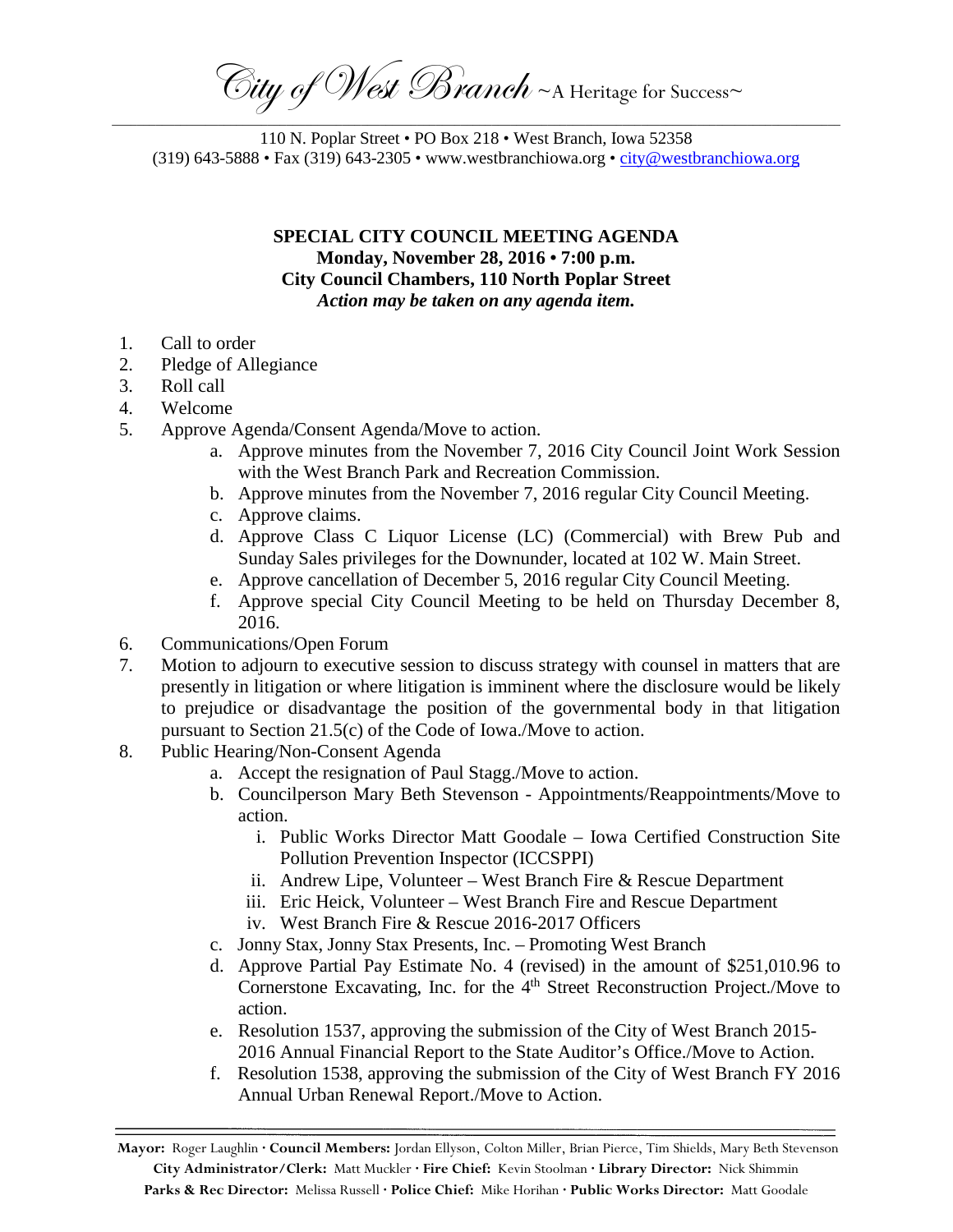*City of West Branch* ~A Heritage for Success~

110 N. Poplar Street • PO Box 218 • West Branch, Iowa 52358
(319) 643-5888 • Fax (319) 643-2305 • www.westbranchiowa.org • city@westbranchiowa.org

**SPECIAL CITY COUNCIL MEETING AGENDA**
**Monday, November 28, 2016 • 7:00 p.m.**
**City Council Chambers, 110 North Poplar Street**
***Action may be taken on any agenda item.***

1. Call to order
2. Pledge of Allegiance
3. Roll call
4. Welcome
5. Approve Agenda/Consent Agenda/Move to action.
    a. Approve minutes from the November 7, 2016 City Council Joint Work Session with the West Branch Park and Recreation Commission.
    b. Approve minutes from the November 7, 2016 regular City Council Meeting.
    c. Approve claims.
    d. Approve Class C Liquor License (LC) (Commercial) with Brew Pub and Sunday Sales privileges for the Downunder, located at 102 W. Main Street.
    e. Approve cancellation of December 5, 2016 regular City Council Meeting.
    f. Approve special City Council Meeting to be held on Thursday December 8, 2016.
6. Communications/Open Forum
7. Motion to adjourn to executive session to discuss strategy with counsel in matters that are presently in litigation or where litigation is imminent where the disclosure would be likely to prejudice or disadvantage the position of the governmental body in that litigation pursuant to Section 21.5(c) of the Code of Iowa./Move to action.
8. Public Hearing/Non-Consent Agenda
    a. Accept the resignation of Paul Stagg./Move to action.
    b. Councilperson Mary Beth Stevenson - Appointments/Reappointments/Move to action.
        i. Public Works Director Matt Goodale – Iowa Certified Construction Site Pollution Prevention Inspector (ICCSPPI)
        ii. Andrew Lipe, Volunteer – West Branch Fire & Rescue Department
        iii. Eric Heick, Volunteer – West Branch Fire and Rescue Department
        iv. West Branch Fire & Rescue 2016-2017 Officers
    c. Jonny Stax, Jonny Stax Presents, Inc. – Promoting West Branch
    d. Approve Partial Pay Estimate No. 4 (revised) in the amount of $251,010.96 to Cornerstone Excavating, Inc. for the 4th Street Reconstruction Project./Move to action.
    e. Resolution 1537, approving the submission of the City of West Branch 2015-2016 Annual Financial Report to the State Auditor's Office./Move to Action.
    f. Resolution 1538, approving the submission of the City of West Branch FY 2016 Annual Urban Renewal Report./Move to Action.

**Mayor:** Roger Laughlin · **Council Members:** Jordan Ellyson, Colton Miller, Brian Pierce, Tim Shields, Mary Beth Stevenson
**City Administrator/Clerk:** Matt Muckler · **Fire Chief:** Kevin Stoolman · **Library Director:** Nick Shimmin
**Parks & Rec Director:** Melissa Russell · **Police Chief:** Mike Horihan · **Public Works Director:** Matt Goodale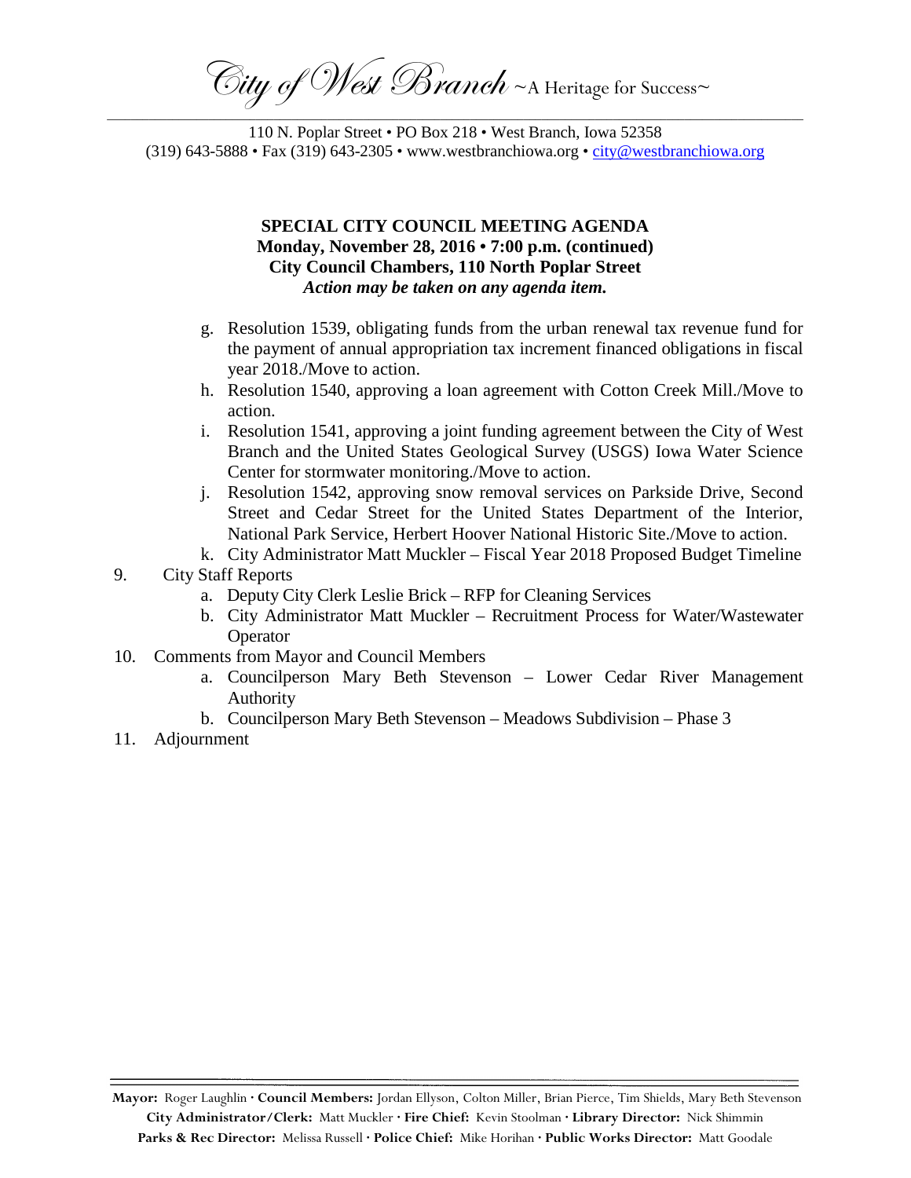City of West Branch ~A Heritage for Success~

110 N. Poplar Street • PO Box 218 • West Branch, Iowa 52358
(319) 643-5888 • Fax (319) 643-2305 • www.westbranchiowa.org • city@westbranchiowa.org

**SPECIAL CITY COUNCIL MEETING AGENDA**
**Monday, November 28, 2016 • 7:00 p.m. (continued)**
**City Council Chambers, 110 North Poplar Street**
***Action may be taken on any agenda item.***

- g. Resolution 1539, obligating funds from the urban renewal tax revenue fund for the payment of annual appropriation tax increment financed obligations in fiscal year 2018./Move to action.
- h. Resolution 1540, approving a loan agreement with Cotton Creek Mill./Move to action.
- i. Resolution 1541, approving a joint funding agreement between the City of West Branch and the United States Geological Survey (USGS) Iowa Water Science Center for stormwater monitoring./Move to action.
- j. Resolution 1542, approving snow removal services on Parkside Drive, Second Street and Cedar Street for the United States Department of the Interior, National Park Service, Herbert Hoover National Historic Site./Move to action.
- k. City Administrator Matt Muckler – Fiscal Year 2018 Proposed Budget Timeline

9. City Staff Reports
   - a. Deputy City Clerk Leslie Brick – RFP for Cleaning Services
   - b. City Administrator Matt Muckler – Recruitment Process for Water/Wastewater Operator
10. Comments from Mayor and Council Members
    - a. Councilperson Mary Beth Stevenson – Lower Cedar River Management Authority
    - b. Councilperson Mary Beth Stevenson – Meadows Subdivision – Phase 3
11. Adjournment

**Mayor:** Roger Laughlin · **Council Members:** Jordan Ellyson, Colton Miller, Brian Pierce, Tim Shields, Mary Beth Stevenson
**City Administrator/Clerk:** Matt Muckler · **Fire Chief:** Kevin Stoolman · **Library Director:** Nick Shimmin
**Parks & Rec Director:** Melissa Russell · **Police Chief:** Mike Horihan · **Public Works Director:** Matt Goodale